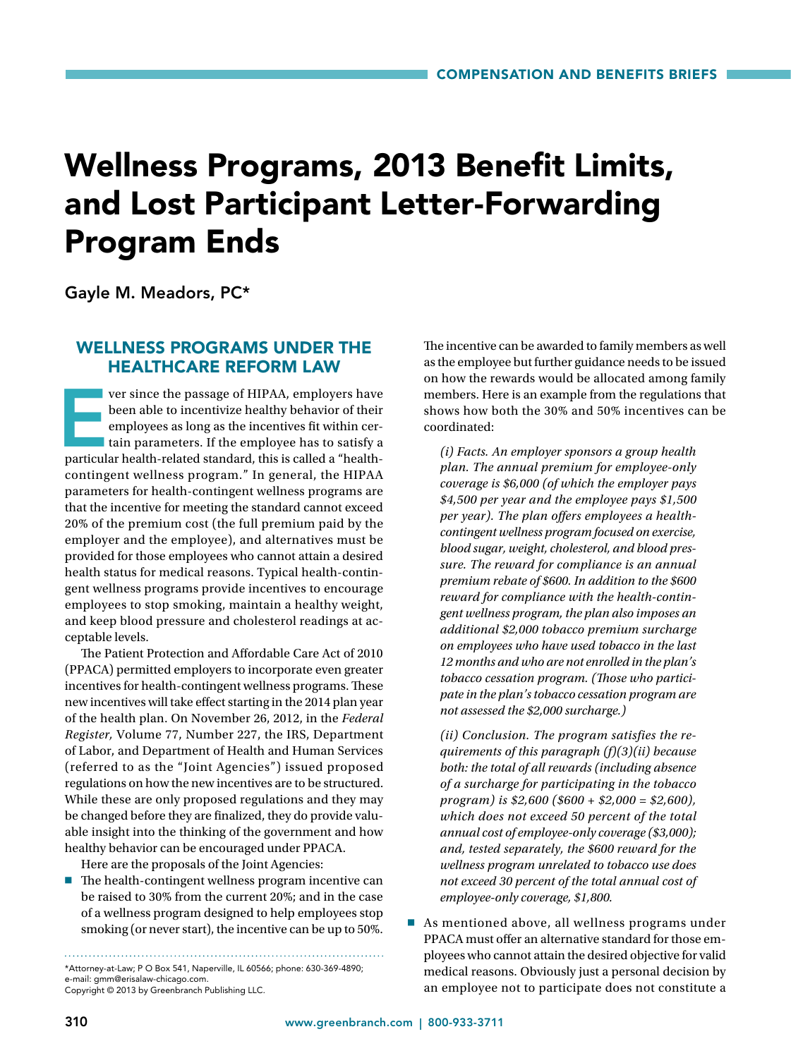# Wellness Programs, 2013 Benefit Limits, and Lost Participant Letter-Forwarding Program Ends

Gayle M. Meadors, PC*

## WELLNESS PROGRAMS UNDER THE HEALTHCARE REFORM LAW

Ever since the passage of HIPAA, employers have been able to incentivize healthy behavior of their employees as long as the incentives fit within certain parameters. If the employee has to satisfy a particular health-related standard, this is called a "health-contingent wellness program." In general, the HIPAA parameters for health-contingent wellness programs are that the incentive for meeting the standard cannot exceed 20% of the premium cost (the full premium paid by the employer and the employee), and alternatives must be provided for those employees who cannot attain a desired health status for medical reasons. Typical health-contingent wellness programs provide incentives to encourage employees to stop smoking, maintain a healthy weight, and keep blood pressure and cholesterol readings at acceptable levels.

The Patient Protection and Affordable Care Act of 2010 (PPACA) permitted employers to incorporate even greater incentives for health-contingent wellness programs. These new incentives will take effect starting in the 2014 plan year of the health plan. On November 26, 2012, in the *Federal Register,* Volume 77, Number 227, the IRS, Department of Labor, and Department of Health and Human Services (referred to as the "Joint Agencies") issued proposed regulations on how the new incentives are to be structured. While these are only proposed regulations and they may be changed before they are finalized, they do provide valuable insight into the thinking of the government and how healthy behavior can be encouraged under PPACA.

Here are the proposals of the Joint Agencies:

- The health-contingent wellness program incentive can be raised to 30% from the current 20%; and in the case of a wellness program designed to help employees stop smoking (or never start), the incentive can be up to 50%. The incentive can be awarded to family members as well as the employee but further guidance needs to be issued on how the rewards would be allocated among family members. Here is an example from the regulations that shows how both the 30% and 50% incentives can be coordinated:

  *(i) Facts. An employer sponsors a group health plan. The annual premium for employee-only coverage is $6,000 (of which the employer pays $4,500 per year and the employee pays $1,500 per year). The plan offers employees a health-contingent wellness program focused on exercise, blood sugar, weight, cholesterol, and blood pressure. The reward for compliance is an annual premium rebate of $600. In addition to the $600 reward for compliance with the health-contingent wellness program, the plan also imposes an additional $2,000 tobacco premium surcharge on employees who have used tobacco in the last 12 months and who are not enrolled in the plan's tobacco cessation program. (Those who participate in the plan's tobacco cessation program are not assessed the $2,000 surcharge.)*

  *(ii) Conclusion. The program satisfies the requirements of this paragraph (f)(3)(ii) because both: the total of all rewards (including absence of a surcharge for participating in the tobacco program) is $2,600 ($600 + $2,000 = $2,600), which does not exceed 50 percent of the total annual cost of employee-only coverage ($3,000); and, tested separately, the $600 reward for the wellness program unrelated to tobacco use does not exceed 30 percent of the total annual cost of employee-only coverage, $1,800.*

- As mentioned above, all wellness programs under PPACA must offer an alternative standard for those employees who cannot attain the desired objective for valid medical reasons. Obviously just a personal decision by an employee not to participate does not constitute a

*Attorney-at-Law; P O Box 541, Naperville, IL 60566; phone: 630-369-4890; e-mail: gmm@erisalaw-chicago.com.
Copyright © 2013 by Greenbranch Publishing LLC.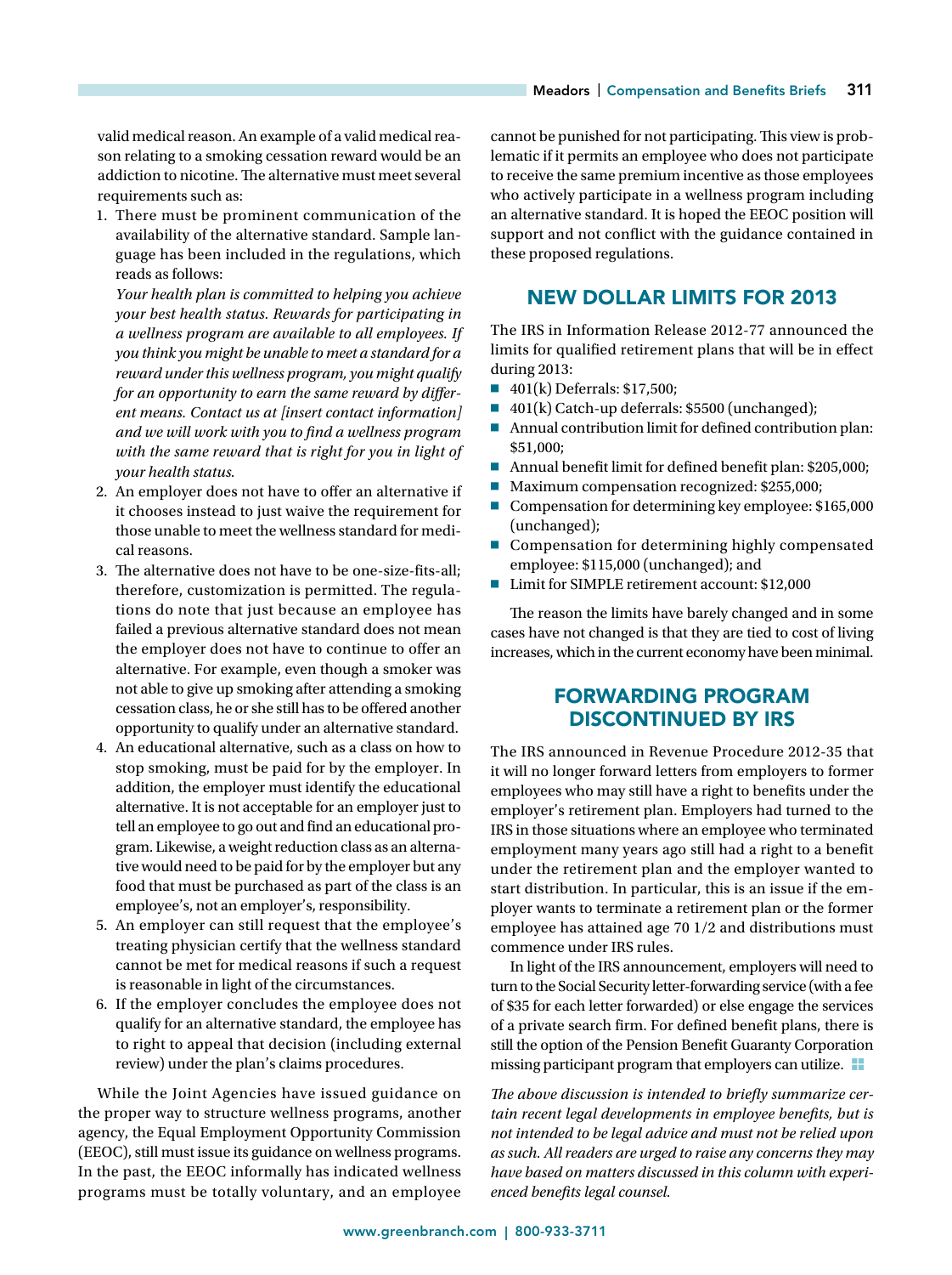valid medical reason. An example of a valid medical reason relating to a smoking cessation reward would be an addiction to nicotine. The alternative must meet several requirements such as:

1. There must be prominent communication of the availability of the alternative standard. Sample language has been included in the regulations, which reads as follows:

   *Your health plan is committed to helping you achieve your best health status. Rewards for participating in a wellness program are available to all employees. If you think you might be unable to meet a standard for a reward under this wellness program, you might qualify for an opportunity to earn the same reward by different means. Contact us at [insert contact information] and we will work with you to find a wellness program with the same reward that is right for you in light of your health status.*
2. An employer does not have to offer an alternative if it chooses instead to just waive the requirement for those unable to meet the wellness standard for medical reasons.
3. The alternative does not have to be one-size-fits-all; therefore, customization is permitted. The regulations do note that just because an employee has failed a previous alternative standard does not mean the employer does not have to continue to offer an alternative. For example, even though a smoker was not able to give up smoking after attending a smoking cessation class, he or she still has to be offered another opportunity to qualify under an alternative standard.
4. An educational alternative, such as a class on how to stop smoking, must be paid for by the employer. In addition, the employer must identify the educational alternative. It is not acceptable for an employer just to tell an employee to go out and find an educational program. Likewise, a weight reduction class as an alternative would need to be paid for by the employer but any food that must be purchased as part of the class is an employee's, not an employer's, responsibility.
5. An employer can still request that the employee's treating physician certify that the wellness standard cannot be met for medical reasons if such a request is reasonable in light of the circumstances.
6. If the employer concludes the employee does not qualify for an alternative standard, the employee has to right to appeal that decision (including external review) under the plan's claims procedures.

While the Joint Agencies have issued guidance on the proper way to structure wellness programs, another agency, the Equal Employment Opportunity Commission (EEOC), still must issue its guidance on wellness programs. In the past, the EEOC informally has indicated wellness programs must be totally voluntary, and an employee cannot be punished for not participating. This view is problematic if it permits an employee who does not participate to receive the same premium incentive as those employees who actively participate in a wellness program including an alternative standard. It is hoped the EEOC position will support and not conflict with the guidance contained in these proposed regulations.

## NEW DOLLAR LIMITS FOR 2013

The IRS in Information Release 2012-77 announced the limits for qualified retirement plans that will be in effect during 2013:

- 401(k) Deferrals: $17,500;
- 401(k) Catch-up deferrals: $5500 (unchanged);
- Annual contribution limit for defined contribution plan: $51,000;
- Annual benefit limit for defined benefit plan: $205,000;
- Maximum compensation recognized: $255,000;
- Compensation for determining key employee: $165,000 (unchanged);
- Compensation for determining highly compensated employee: $115,000 (unchanged); and
- Limit for SIMPLE retirement account: $12,000

The reason the limits have barely changed and in some cases have not changed is that they are tied to cost of living increases, which in the current economy have been minimal.

## FORWARDING PROGRAM DISCONTINUED BY IRS

The IRS announced in Revenue Procedure 2012-35 that it will no longer forward letters from employers to former employees who may still have a right to benefits under the employer's retirement plan. Employers had turned to the IRS in those situations where an employee who terminated employment many years ago still had a right to a benefit under the retirement plan and the employer wanted to start distribution. In particular, this is an issue if the employer wants to terminate a retirement plan or the former employee has attained age 70 1/2 and distributions must commence under IRS rules.

In light of the IRS announcement, employers will need to turn to the Social Security letter-forwarding service (with a fee of $35 for each letter forwarded) or else engage the services of a private search firm. For defined benefit plans, there is still the option of the Pension Benefit Guaranty Corporation missing participant program that employers can utilize.

*The above discussion is intended to briefly summarize certain recent legal developments in employee benefits, but is not intended to be legal advice and must not be relied upon as such. All readers are urged to raise any concerns they may have based on matters discussed in this column with experienced benefits legal counsel.*